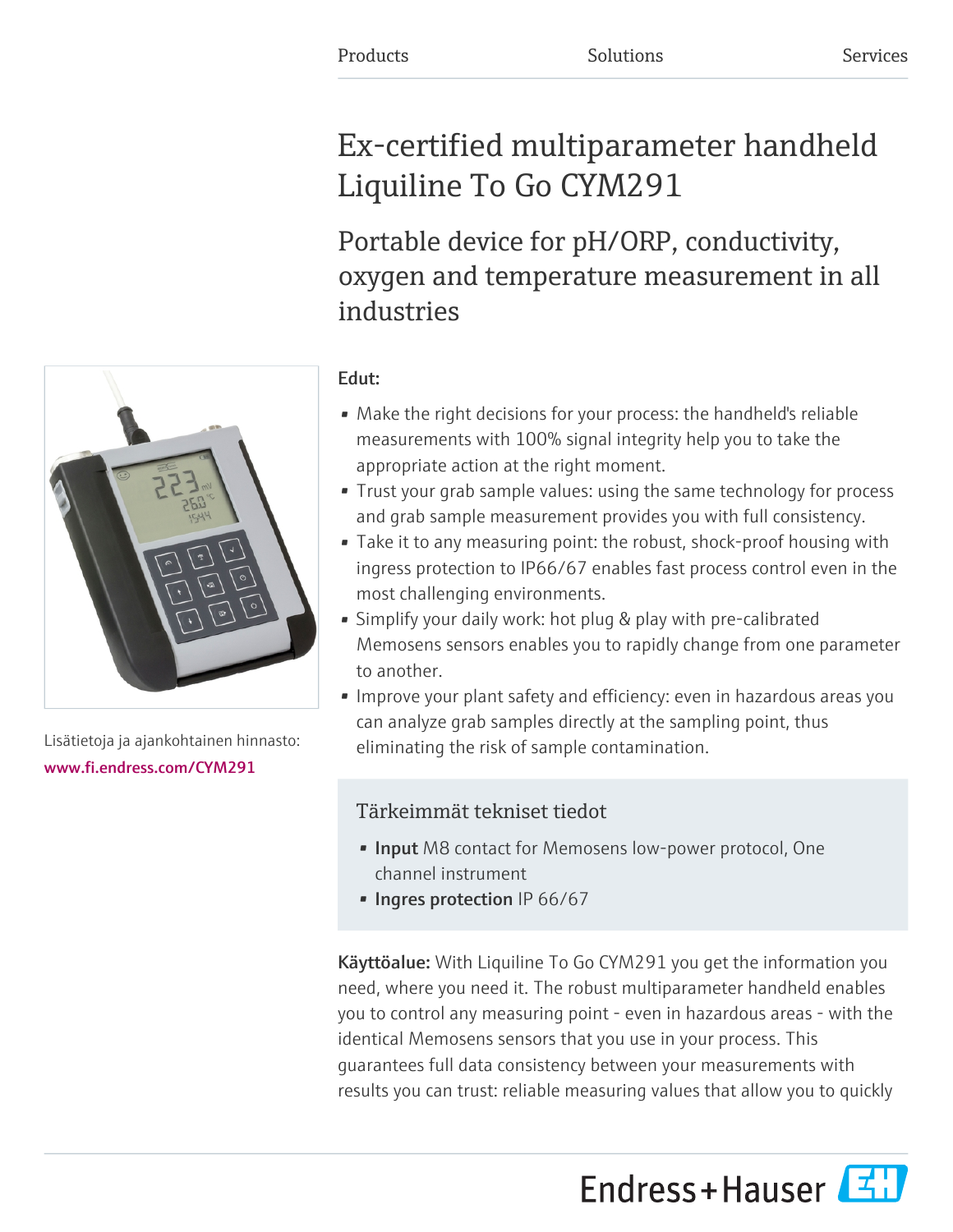Products Solutions Services

# Ex-certified multiparameter handheld Liquiline To Go CYM291

## Portable device for pH/ORP, conductivity, oxygen and temperature measurement in all industries

Lisätietoja ja ajankohtainen hinnasto:
www.fi.endress.com/CYM291

**Edut:**

- Make the right decisions for your process: the handheld's reliable measurements with 100% signal integrity help you to take the appropriate action at the right moment.
- Trust your grab sample values: using the same technology for process and grab sample measurement provides you with full consistency.
- Take it to any measuring point: the robust, shock-proof housing with ingress protection to IP66/67 enables fast process control even in the most challenging environments.
- Simplify your daily work: hot plug & play with pre-calibrated Memosens sensors enables you to rapidly change from one parameter to another.
- Improve your plant safety and efficiency: even in hazardous areas you can analyze grab samples directly at the sampling point, thus eliminating the risk of sample contamination.

### Tärkeimmät tekniset tiedot

- **Input** M8 contact for Memosens low-power protocol, One channel instrument
- **Ingres protection** IP 66/67

**Käyttöalue:** With Liquiline To Go CYM291 you get the information you need, where you need it. The robust multiparameter handheld enables you to control any measuring point - even in hazardous areas - with the identical Memosens sensors that you use in your process. This guarantees full data consistency between your measurements with results you can trust: reliable measuring values that allow you to quickly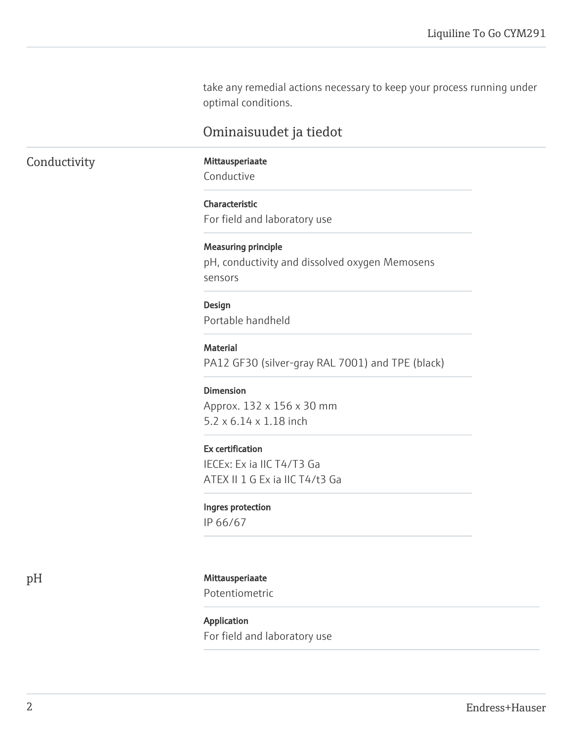take any remedial actions necessary to keep your process running under optimal conditions.

## Ominaisuudet ja tiedot

### Conductivity

**Mittausperiaate**
Conductive

**Characteristic**
For field and laboratory use

**Measuring principle**
pH, conductivity and dissolved oxygen Memosens sensors

**Design**
Portable handheld

**Material**
PA12 GF30 (silver-gray RAL 7001) and TPE (black)

**Dimension**
Approx. 132 x 156 x 30 mm
5.2 x 6.14 x 1.18 inch

**Ex certification**
IECEx: Ex ia IIC T4/T3 Ga
ATEX II 1 G Ex ia IIC T4/t3 Ga

**Ingres protection**
IP 66/67

### pH

**Mittausperiaate**
Potentiometric

**Application**
For field and laboratory use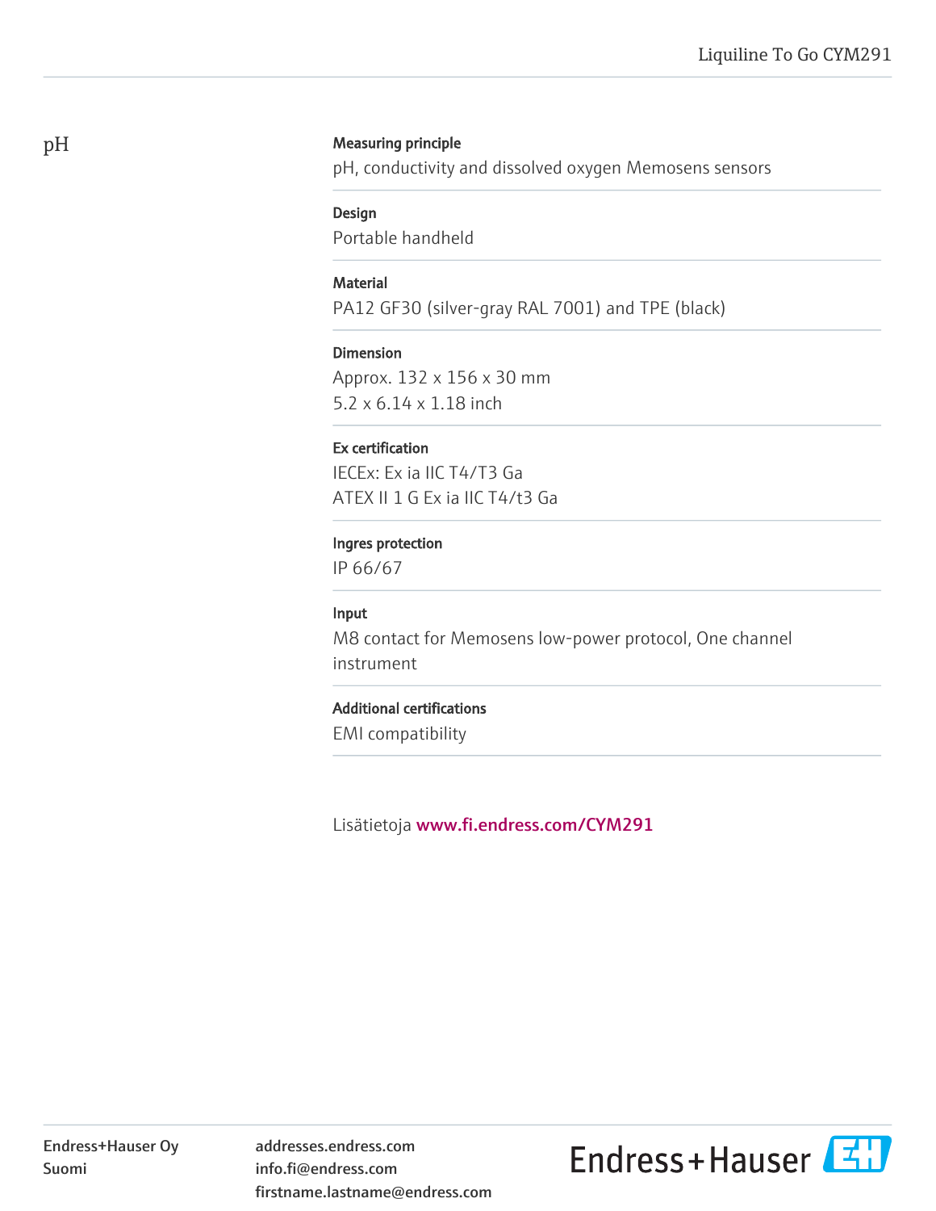## pH

**Measuring principle**

pH, conductivity and dissolved oxygen Memosens sensors

**Design**

Portable handheld

**Material**

PA12 GF30 (silver-gray RAL 7001) and TPE (black)

**Dimension**

Approx. 132 x 156 x 30 mm
5.2 x 6.14 x 1.18 inch

**Ex certification**

IECEx: Ex ia IIC T4/T3 Ga
ATEX II 1 G Ex ia IIC T4/t3 Ga

**Ingres protection**

IP 66/67

**Input**

M8 contact for Memosens low-power protocol, One channel instrument

**Additional certifications**

EMI compatibility

Lisätietoja www.fi.endress.com/CYM291

Endress+Hauser Oy
Suomi

addresses.endress.com
info.fi@endress.com
firstname.lastname@endress.com